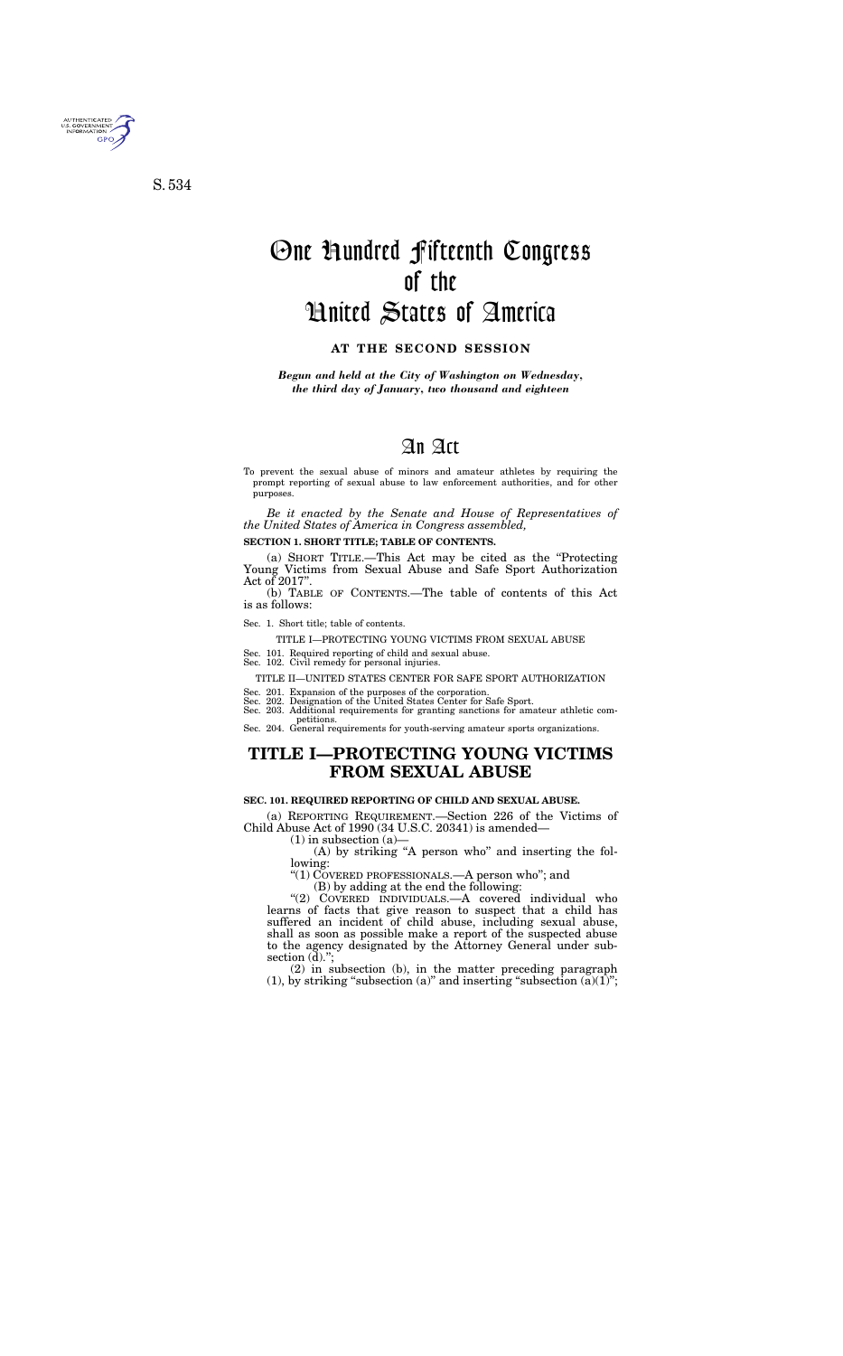S. 534

# One Hundred Fifteenth Congress of the United States of America

**AT THE SECOND SESSION**

*Begun and held at the City of Washington on Wednesday, the third day of January, two thousand and eighteen*

# An Act

To prevent the sexual abuse of minors and amateur athletes by requiring the prompt reporting of sexual abuse to law enforcement authorities, and for other purposes.

*Be it enacted by the Senate and House of Representatives of the United States of America in Congress assembled,*

**SECTION 1. SHORT TITLE; TABLE OF CONTENTS.**

(a) SHORT TITLE.—This Act may be cited as the "Protecting Young Victims from Sexual Abuse and Safe Sport Authorization Act of 2017".

(b) TABLE OF CONTENTS.—The table of contents of this Act is as follows:

Sec. 1. Short title; table of contents.

TITLE I—PROTECTING YOUNG VICTIMS FROM SEXUAL ABUSE

Sec. 101. Required reporting of child and sexual abuse.
Sec. 102. Civil remedy for personal injuries.

TITLE II—UNITED STATES CENTER FOR SAFE SPORT AUTHORIZATION

Sec. 201. Expansion of the purposes of the corporation.
Sec. 202. Designation of the United States Center for Safe Sport.
Sec. 203. Additional requirements for granting sanctions for amateur athletic competitions.
Sec. 204. General requirements for youth-serving amateur sports organizations.

## TITLE I—PROTECTING YOUNG VICTIMS FROM SEXUAL ABUSE

**SEC. 101. REQUIRED REPORTING OF CHILD AND SEXUAL ABUSE.**

(a) REPORTING REQUIREMENT.—Section 226 of the Victims of Child Abuse Act of 1990 (34 U.S.C. 20341) is amended—

(1) in subsection (a)—

(A) by striking "A person who" and inserting the following:

"(1) COVERED PROFESSIONALS.—A person who"; and

(B) by adding at the end the following:

"(2) COVERED INDIVIDUALS.—A covered individual who learns of facts that give reason to suspect that a child has suffered an incident of child abuse, including sexual abuse, shall as soon as possible make a report of the suspected abuse to the agency designated by the Attorney General under subsection (d).";

(2) in subsection (b), in the matter preceding paragraph (1), by striking "subsection (a)" and inserting "subsection (a)(1)";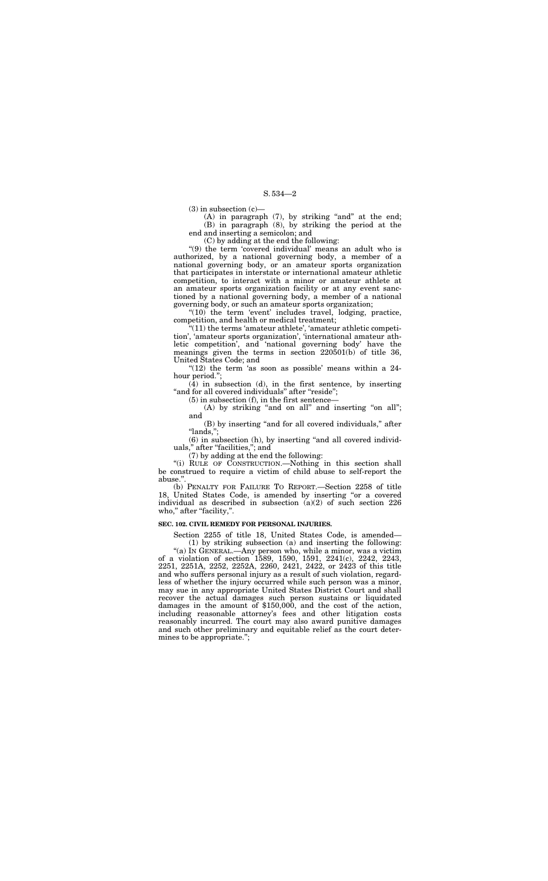(3) in subsection (c)—

(A) in paragraph (7), by striking "and" at the end;

(B) in paragraph (8), by striking the period at the end and inserting a semicolon; and

(C) by adding at the end the following:

"(9) the term 'covered individual' means an adult who is authorized, by a national governing body, a member of a national governing body, or an amateur sports organization that participates in interstate or international amateur athletic competition, to interact with a minor or amateur athlete at an amateur sports organization facility or at any event sanctioned by a national governing body, a member of a national governing body, or such an amateur sports organization;

"(10) the term 'event' includes travel, lodging, practice, competition, and health or medical treatment;

"(11) the terms 'amateur athlete', 'amateur athletic competition', 'amateur sports organization', 'international amateur athletic competition', and 'national governing body' have the meanings given the terms in section 220501(b) of title 36, United States Code; and

"(12) the term 'as soon as possible' means within a 24-hour period.";

(4) in subsection (d), in the first sentence, by inserting "and for all covered individuals" after "reside";

(5) in subsection (f), in the first sentence—

(A) by striking "and on all" and inserting "on all"; and

(B) by inserting "and for all covered individuals," after "lands,";

(6) in subsection (h), by inserting "and all covered individuals," after "facilities,"; and

(7) by adding at the end the following:

"(i) RULE OF CONSTRUCTION.—Nothing in this section shall be construed to require a victim of child abuse to self-report the abuse.".

(b) PENALTY FOR FAILURE TO REPORT.—Section 2258 of title 18, United States Code, is amended by inserting "or a covered individual as described in subsection (a)(2) of such section 226 who," after "facility,".

**SEC. 102. CIVIL REMEDY FOR PERSONAL INJURIES.**

Section 2255 of title 18, United States Code, is amended—

(1) by striking subsection (a) and inserting the following:

"(a) IN GENERAL.—Any person who, while a minor, was a victim of a violation of section 1589, 1590, 1591, 2241(c), 2242, 2243, 2251, 2251A, 2252, 2252A, 2260, 2421, 2422, or 2423 of this title and who suffers personal injury as a result of such violation, regardless of whether the injury occurred while such person was a minor, may sue in any appropriate United States District Court and shall recover the actual damages such person sustains or liquidated damages in the amount of $150,000, and the cost of the action, including reasonable attorney's fees and other litigation costs reasonably incurred. The court may also award punitive damages and such other preliminary and equitable relief as the court determines to be appropriate.";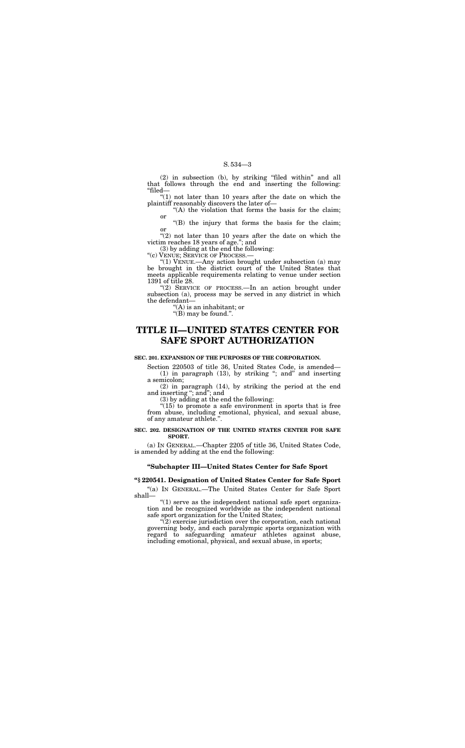(2) in subsection (b), by striking "filed within" and all that follows through the end and inserting the following: "filed—

"(1) not later than 10 years after the date on which the plaintiff reasonably discovers the later of—

"(A) the violation that forms the basis for the claim; or

"(B) the injury that forms the basis for the claim; or

"(2) not later than 10 years after the date on which the victim reaches 18 years of age."; and

(3) by adding at the end the following:

"(c) VENUE; SERVICE OF PROCESS.—

"(1) VENUE.—Any action brought under subsection (a) may be brought in the district court of the United States that meets applicable requirements relating to venue under section 1391 of title 28.

"(2) SERVICE OF PROCESS.—In an action brought under subsection (a), process may be served in any district in which the defendant—

"(A) is an inhabitant; or

"(B) may be found.".

# TITLE II—UNITED STATES CENTER FOR SAFE SPORT AUTHORIZATION

**SEC. 201. EXPANSION OF THE PURPOSES OF THE CORPORATION.**

Section 220503 of title 36, United States Code, is amended—

(1) in paragraph (13), by striking "; and" and inserting a semicolon;

(2) in paragraph (14), by striking the period at the end and inserting "; and"; and

(3) by adding at the end the following:

"(15) to promote a safe environment in sports that is free from abuse, including emotional, physical, and sexual abuse, of any amateur athlete.".

**SEC. 202. DESIGNATION OF THE UNITED STATES CENTER FOR SAFE SPORT.**

(a) IN GENERAL.—Chapter 2205 of title 36, United States Code, is amended by adding at the end the following:

### "Subchapter III—United States Center for Safe Sport

### "§ 220541. Designation of United States Center for Safe Sport

"(a) IN GENERAL.—The United States Center for Safe Sport shall—

"(1) serve as the independent national safe sport organization and be recognized worldwide as the independent national safe sport organization for the United States;

"(2) exercise jurisdiction over the corporation, each national governing body, and each paralympic sports organization with regard to safeguarding amateur athletes against abuse, including emotional, physical, and sexual abuse, in sports;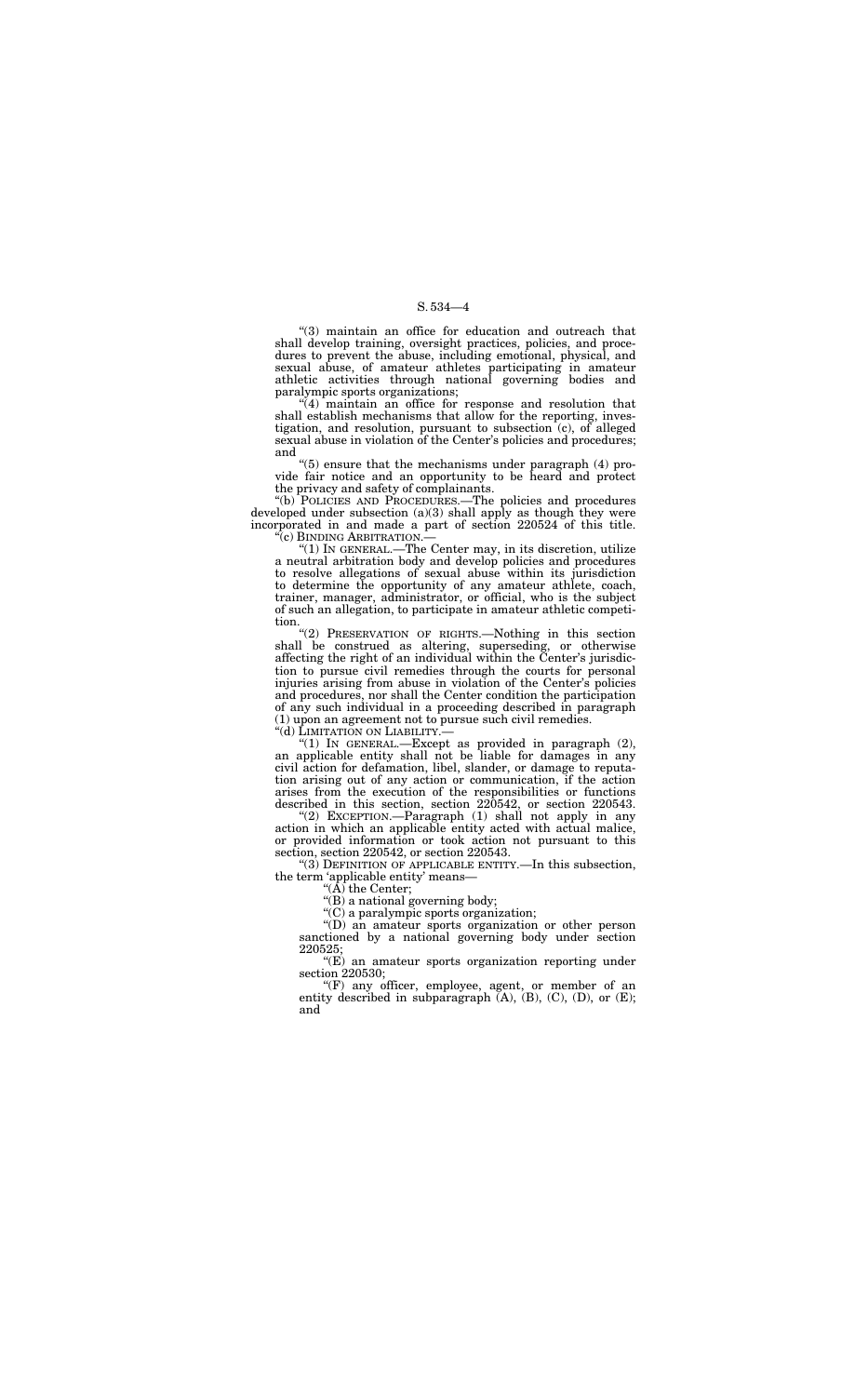"(3) maintain an office for education and outreach that shall develop training, oversight practices, policies, and procedures to prevent the abuse, including emotional, physical, and sexual abuse, of amateur athletes participating in amateur athletic activities through national governing bodies and paralympic sports organizations;

"(4) maintain an office for response and resolution that shall establish mechanisms that allow for the reporting, investigation, and resolution, pursuant to subsection (c), of alleged sexual abuse in violation of the Center's policies and procedures; and

"(5) ensure that the mechanisms under paragraph (4) provide fair notice and an opportunity to be heard and protect the privacy and safety of complainants.

"(b) POLICIES AND PROCEDURES.—The policies and procedures developed under subsection (a)(3) shall apply as though they were incorporated in and made a part of section 220524 of this title.

"(c) BINDING ARBITRATION.—

"(1) IN GENERAL.—The Center may, in its discretion, utilize a neutral arbitration body and develop policies and procedures to resolve allegations of sexual abuse within its jurisdiction to determine the opportunity of any amateur athlete, coach, trainer, manager, administrator, or official, who is the subject of such an allegation, to participate in amateur athletic competition.

"(2) PRESERVATION OF RIGHTS.—Nothing in this section shall be construed as altering, superseding, or otherwise affecting the right of an individual within the Center's jurisdiction to pursue civil remedies through the courts for personal injuries arising from abuse in violation of the Center's policies and procedures, nor shall the Center condition the participation of any such individual in a proceeding described in paragraph (1) upon an agreement not to pursue such civil remedies.

"(d) LIMITATION ON LIABILITY.—

"(1) IN GENERAL.—Except as provided in paragraph (2), an applicable entity shall not be liable for damages in any civil action for defamation, libel, slander, or damage to reputation arising out of any action or communication, if the action arises from the execution of the responsibilities or functions described in this section, section 220542, or section 220543.

"(2) EXCEPTION.—Paragraph (1) shall not apply in any action in which an applicable entity acted with actual malice, or provided information or took action not pursuant to this section, section 220542, or section 220543.

"(3) DEFINITION OF APPLICABLE ENTITY.—In this subsection, the term 'applicable entity' means—

"(A) the Center;

"(B) a national governing body;

"(C) a paralympic sports organization;

"(D) an amateur sports organization or other person sanctioned by a national governing body under section 220525;

"(E) an amateur sports organization reporting under section 220530;

"(F) any officer, employee, agent, or member of an entity described in subparagraph (A), (B), (C), (D), or (E); and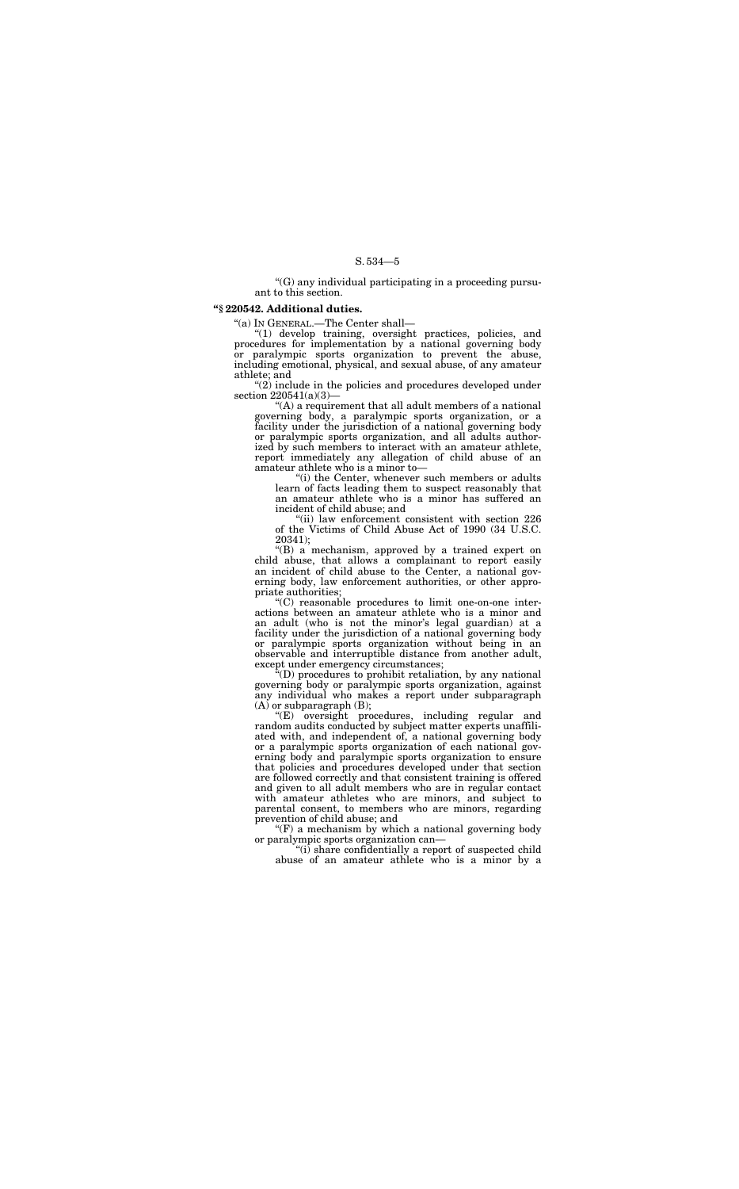"(G) any individual participating in a proceeding pursuant to this section.

**"§ 220542. Additional duties.**

"(a) IN GENERAL.—The Center shall—

"(1) develop training, oversight practices, policies, and procedures for implementation by a national governing body or paralympic sports organization to prevent the abuse, including emotional, physical, and sexual abuse, of any amateur athlete; and

"(2) include in the policies and procedures developed under section 220541(a)(3)—

"(A) a requirement that all adult members of a national governing body, a paralympic sports organization, or a facility under the jurisdiction of a national governing body or paralympic sports organization, and all adults authorized by such members to interact with an amateur athlete, report immediately any allegation of child abuse of an amateur athlete who is a minor to—

"(i) the Center, whenever such members or adults learn of facts leading them to suspect reasonably that an amateur athlete who is a minor has suffered an incident of child abuse; and

"(ii) law enforcement consistent with section 226 of the Victims of Child Abuse Act of 1990 (34 U.S.C. 20341);

"(B) a mechanism, approved by a trained expert on child abuse, that allows a complainant to report easily an incident of child abuse to the Center, a national governing body, law enforcement authorities, or other appropriate authorities;

"(C) reasonable procedures to limit one-on-one interactions between an amateur athlete who is a minor and an adult (who is not the minor's legal guardian) at a facility under the jurisdiction of a national governing body or paralympic sports organization without being in an observable and interruptible distance from another adult, except under emergency circumstances;

"(D) procedures to prohibit retaliation, by any national governing body or paralympic sports organization, against any individual who makes a report under subparagraph (A) or subparagraph (B);

"(E) oversight procedures, including regular and random audits conducted by subject matter experts unaffiliated with, and independent of, a national governing body or a paralympic sports organization of each national governing body and paralympic sports organization to ensure that policies and procedures developed under that section are followed correctly and that consistent training is offered and given to all adult members who are in regular contact with amateur athletes who are minors, and subject to parental consent, to members who are minors, regarding prevention of child abuse; and

"(F) a mechanism by which a national governing body or paralympic sports organization can—

"(i) share confidentially a report of suspected child abuse of an amateur athlete who is a minor by a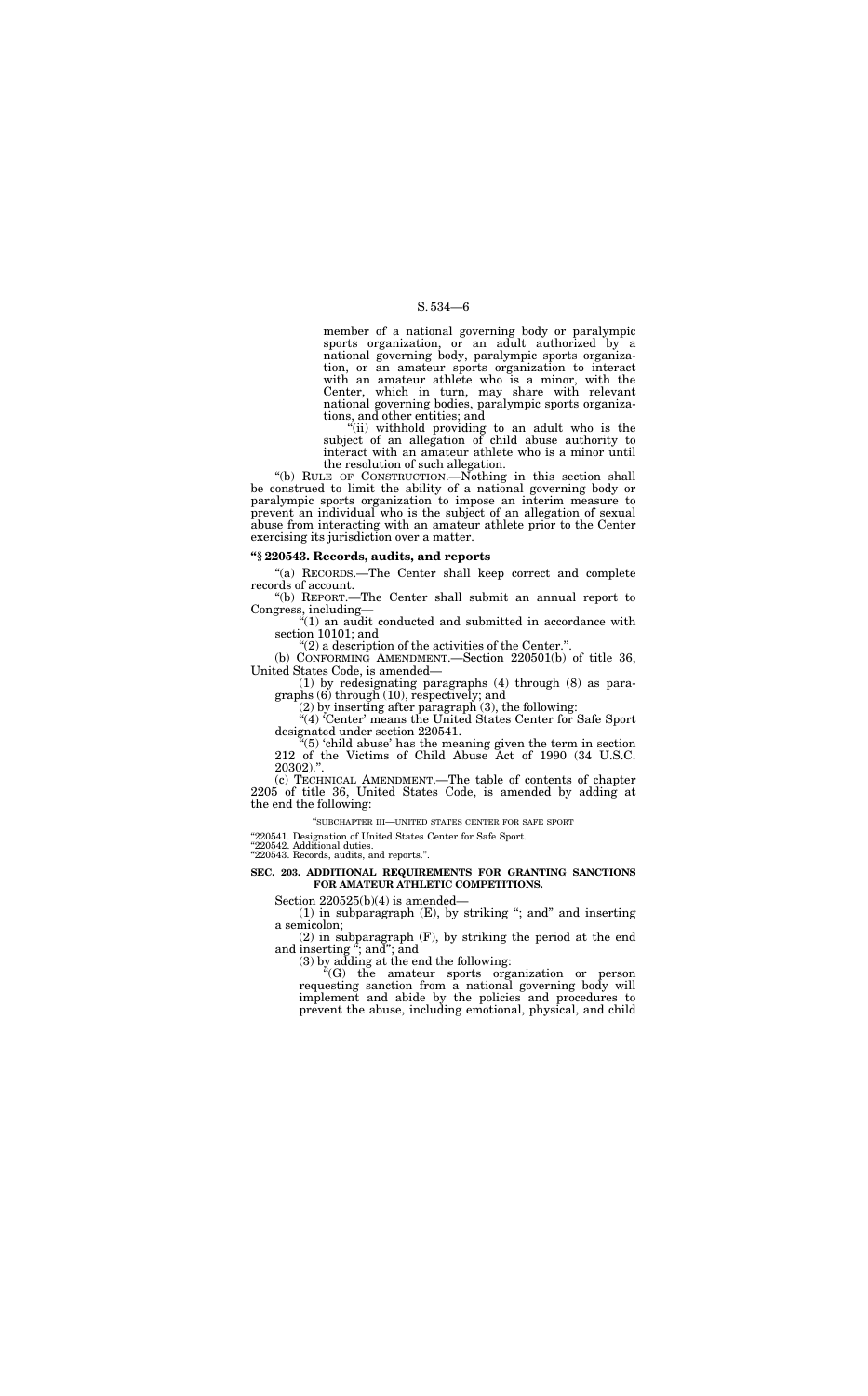member of a national governing body or paralympic sports organization, or an adult authorized by a national governing body, paralympic sports organization, or an amateur sports organization to interact with an amateur athlete who is a minor, with the Center, which in turn, may share with relevant national governing bodies, paralympic sports organizations, and other entities; and

"(ii) withhold providing to an adult who is the subject of an allegation of child abuse authority to interact with an amateur athlete who is a minor until the resolution of such allegation.

"(b) RULE OF CONSTRUCTION.—Nothing in this section shall be construed to limit the ability of a national governing body or paralympic sports organization to impose an interim measure to prevent an individual who is the subject of an allegation of sexual abuse from interacting with an amateur athlete prior to the Center exercising its jurisdiction over a matter.

**"§ 220543. Records, audits, and reports**

"(a) RECORDS.—The Center shall keep correct and complete records of account.

"(b) REPORT.—The Center shall submit an annual report to Congress, including—

"(1) an audit conducted and submitted in accordance with section 10101; and

"(2) a description of the activities of the Center.".

(b) CONFORMING AMENDMENT.—Section 220501(b) of title 36, United States Code, is amended—

(1) by redesignating paragraphs (4) through (8) as paragraphs (6) through (10), respectively; and

(2) by inserting after paragraph (3), the following:

"(4) 'Center' means the United States Center for Safe Sport designated under section 220541.

"(5) 'child abuse' has the meaning given the term in section 212 of the Victims of Child Abuse Act of 1990 (34 U.S.C. 20302).".

(c) TECHNICAL AMENDMENT.—The table of contents of chapter 2205 of title 36, United States Code, is amended by adding at the end the following:

"SUBCHAPTER III—UNITED STATES CENTER FOR SAFE SPORT

"220541. Designation of United States Center for Safe Sport.
"220542. Additional duties.
"220543. Records, audits, and reports.".

**SEC. 203. ADDITIONAL REQUIREMENTS FOR GRANTING SANCTIONS FOR AMATEUR ATHLETIC COMPETITIONS.**

Section 220525(b)(4) is amended—

(1) in subparagraph (E), by striking "; and" and inserting a semicolon;

(2) in subparagraph (F), by striking the period at the end and inserting "; and"; and

(3) by adding at the end the following:

"(G) the amateur sports organization or person requesting sanction from a national governing body will implement and abide by the policies and procedures to prevent the abuse, including emotional, physical, and child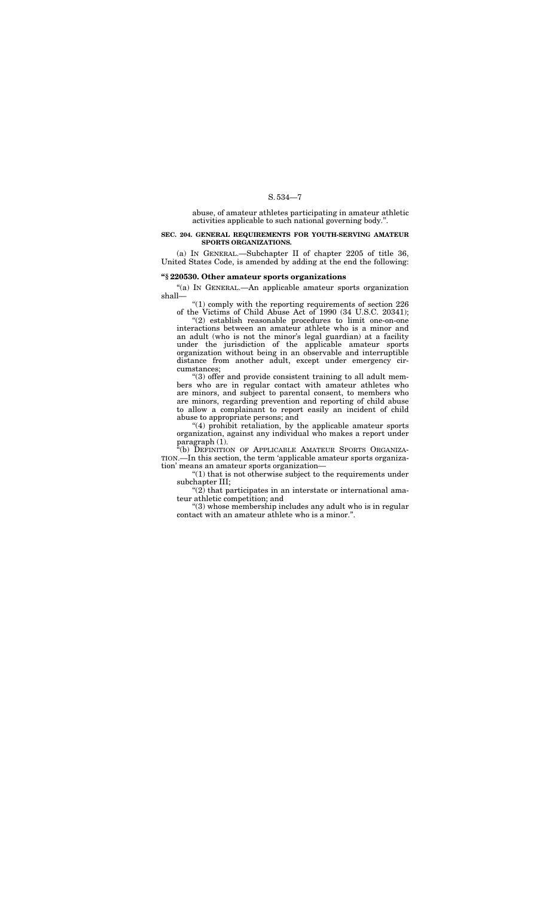abuse, of amateur athletes participating in amateur athletic activities applicable to such national governing body.''.

**SEC. 204. GENERAL REQUIREMENTS FOR YOUTH-SERVING AMATEUR SPORTS ORGANIZATIONS.**

(a) IN GENERAL.—Subchapter II of chapter 2205 of title 36, United States Code, is amended by adding at the end the following:

**''§ 220530. Other amateur sports organizations**

''(a) IN GENERAL.—An applicable amateur sports organization shall—

''(1) comply with the reporting requirements of section 226 of the Victims of Child Abuse Act of 1990 (34 U.S.C. 20341);

''(2) establish reasonable procedures to limit one-on-one interactions between an amateur athlete who is a minor and an adult (who is not the minor's legal guardian) at a facility under the jurisdiction of the applicable amateur sports organization without being in an observable and interruptible distance from another adult, except under emergency circumstances;

''(3) offer and provide consistent training to all adult members who are in regular contact with amateur athletes who are minors, and subject to parental consent, to members who are minors, regarding prevention and reporting of child abuse to allow a complainant to report easily an incident of child abuse to appropriate persons; and

''(4) prohibit retaliation, by the applicable amateur sports organization, against any individual who makes a report under paragraph (1).

''(b) DEFINITION OF APPLICABLE AMATEUR SPORTS ORGANIZATION.—In this section, the term 'applicable amateur sports organization' means an amateur sports organization—

''(1) that is not otherwise subject to the requirements under subchapter III;

''(2) that participates in an interstate or international amateur athletic competition; and

''(3) whose membership includes any adult who is in regular contact with an amateur athlete who is a minor.''.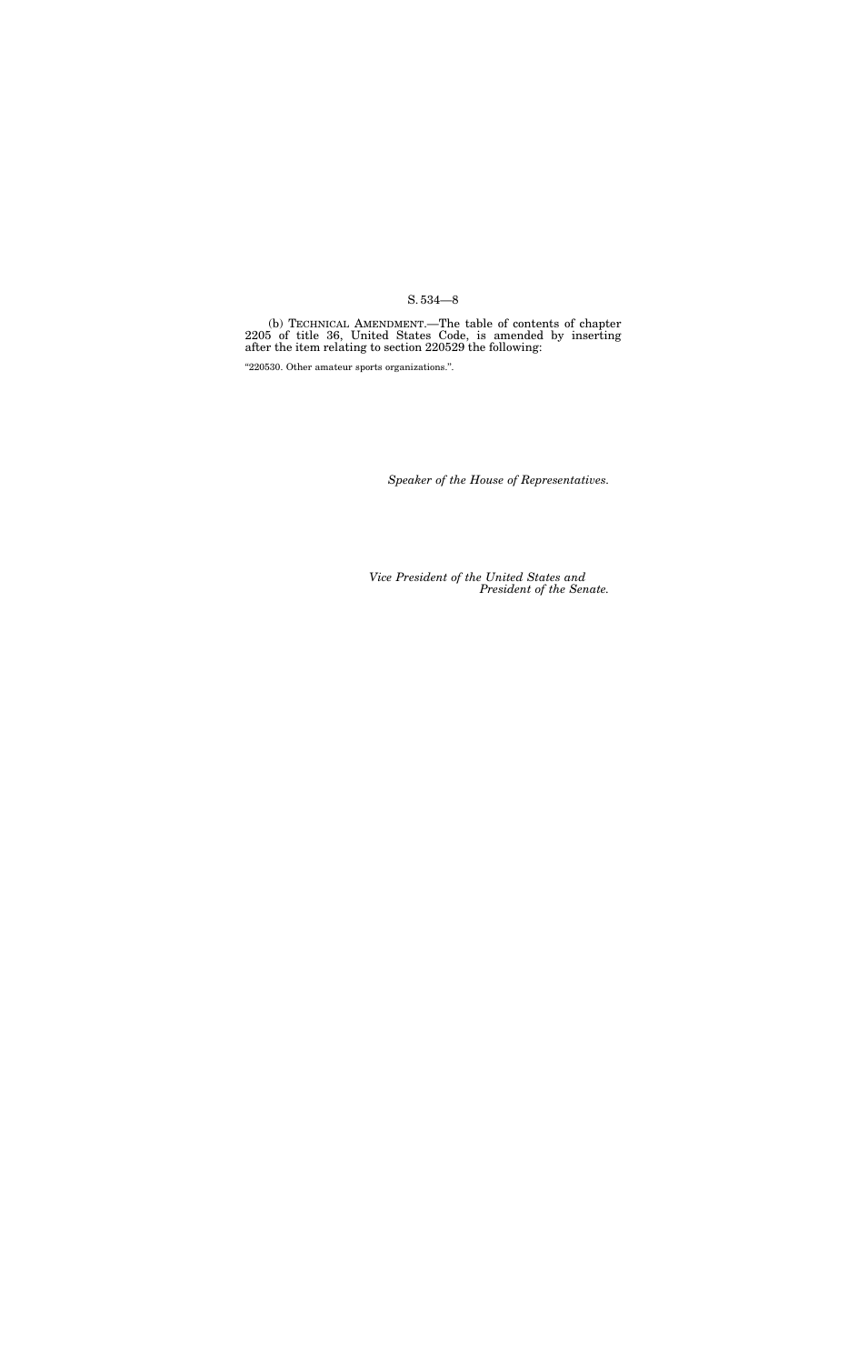(b) TECHNICAL AMENDMENT.—The table of contents of chapter 2205 of title 36, United States Code, is amended by inserting after the item relating to section 220529 the following:

"220530. Other amateur sports organizations.".

*Speaker of the House of Representatives.*

*Vice President of the United States and President of the Senate.*